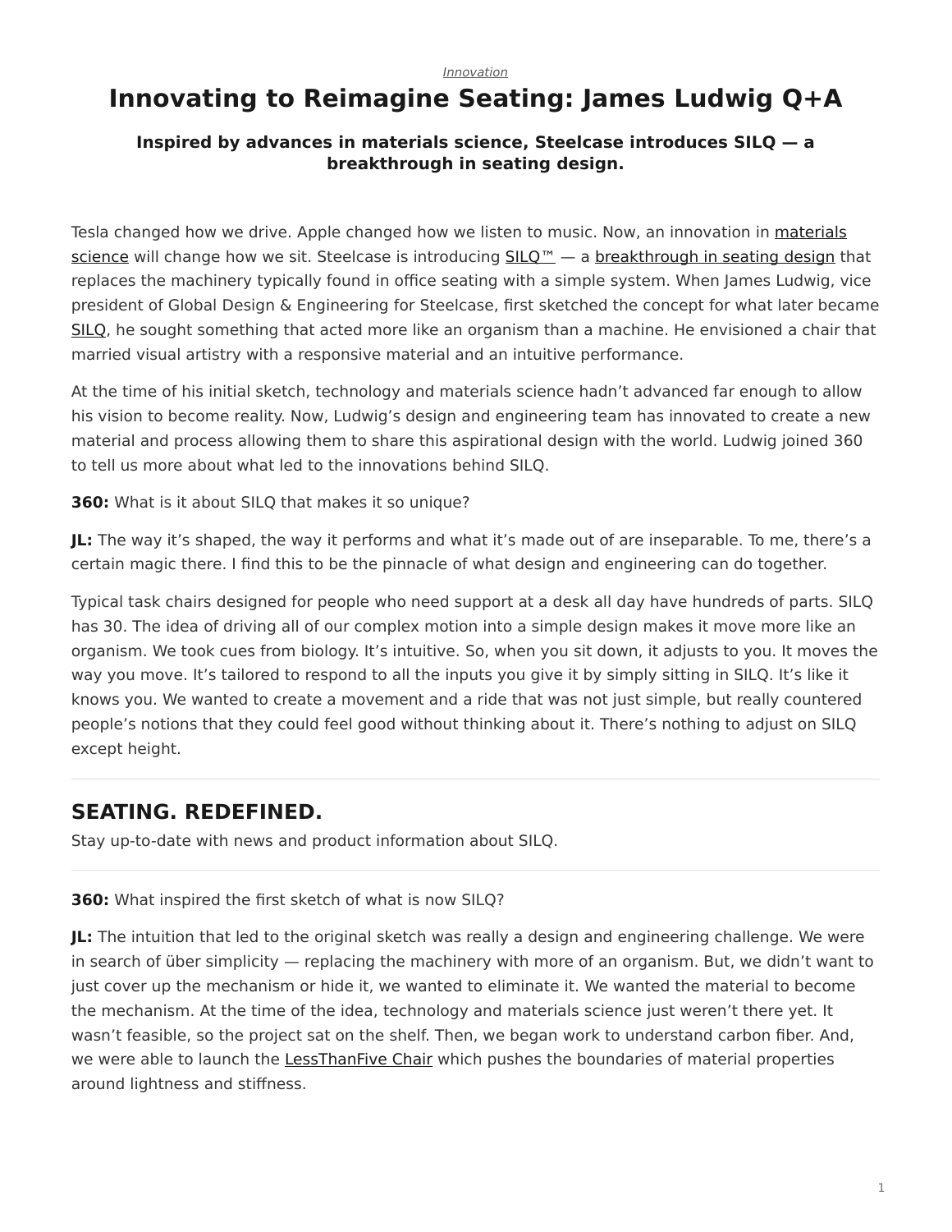*Innovation*

# Innovating to Reimagine Seating: James Ludwig Q+A

### Inspired by advances in materials science, Steelcase introduces SILQ — a breakthrough in seating design.

Tesla changed how we drive. Apple changed how we listen to music. Now, an innovation in materials science will change how we sit. Steelcase is introducing SILQ™ — a breakthrough in seating design that replaces the machinery typically found in office seating with a simple system. When James Ludwig, vice president of Global Design & Engineering for Steelcase, first sketched the concept for what later became SILQ, he sought something that acted more like an organism than a machine. He envisioned a chair that married visual artistry with a responsive material and an intuitive performance.

At the time of his initial sketch, technology and materials science hadn't advanced far enough to allow his vision to become reality. Now, Ludwig's design and engineering team has innovated to create a new material and process allowing them to share this aspirational design with the world. Ludwig joined 360 to tell us more about what led to the innovations behind SILQ.

**360:** What is it about SILQ that makes it so unique?

**JL:** The way it's shaped, the way it performs and what it's made out of are inseparable. To me, there's a certain magic there. I find this to be the pinnacle of what design and engineering can do together.

Typical task chairs designed for people who need support at a desk all day have hundreds of parts. SILQ has 30. The idea of driving all of our complex motion into a simple design makes it move more like an organism. We took cues from biology. It's intuitive. So, when you sit down, it adjusts to you. It moves the way you move. It's tailored to respond to all the inputs you give it by simply sitting in SILQ. It's like it knows you. We wanted to create a movement and a ride that was not just simple, but really countered people's notions that they could feel good without thinking about it. There's nothing to adjust on SILQ except height.

---

## SEATING. REDEFINED.

Stay up-to-date with news and product information about SILQ.

---

**360:** What inspired the first sketch of what is now SILQ?

**JL:** The intuition that led to the original sketch was really a design and engineering challenge. We were in search of über simplicity — replacing the machinery with more of an organism. But, we didn't want to just cover up the mechanism or hide it, we wanted to eliminate it. We wanted the material to become the mechanism. At the time of the idea, technology and materials science just weren't there yet. It wasn't feasible, so the project sat on the shelf. Then, we began work to understand carbon fiber. And, we were able to launch the LessThanFive Chair which pushes the boundaries of material properties around lightness and stiffness.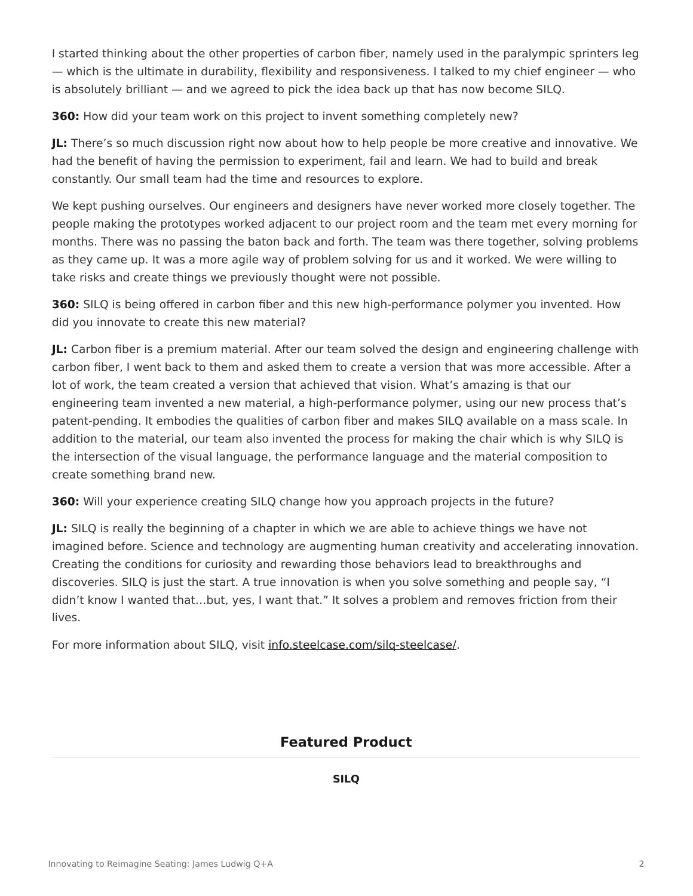I started thinking about the other properties of carbon fiber, namely used in the paralympic sprinters leg — which is the ultimate in durability, flexibility and responsiveness. I talked to my chief engineer — who is absolutely brilliant — and we agreed to pick the idea back up that has now become SILQ.

**360:** How did your team work on this project to invent something completely new?

**JL:** There's so much discussion right now about how to help people be more creative and innovative. We had the benefit of having the permission to experiment, fail and learn. We had to build and break constantly. Our small team had the time and resources to explore.

We kept pushing ourselves. Our engineers and designers have never worked more closely together. The people making the prototypes worked adjacent to our project room and the team met every morning for months. There was no passing the baton back and forth. The team was there together, solving problems as they came up. It was a more agile way of problem solving for us and it worked. We were willing to take risks and create things we previously thought were not possible.

**360:** SILQ is being offered in carbon fiber and this new high-performance polymer you invented. How did you innovate to create this new material?

**JL:** Carbon fiber is a premium material. After our team solved the design and engineering challenge with carbon fiber, I went back to them and asked them to create a version that was more accessible. After a lot of work, the team created a version that achieved that vision. What's amazing is that our engineering team invented a new material, a high-performance polymer, using our new process that's patent-pending. It embodies the qualities of carbon fiber and makes SILQ available on a mass scale. In addition to the material, our team also invented the process for making the chair which is why SILQ is the intersection of the visual language, the performance language and the material composition to create something brand new.

**360:** Will your experience creating SILQ change how you approach projects in the future?

**JL:** SILQ is really the beginning of a chapter in which we are able to achieve things we have not imagined before. Science and technology are augmenting human creativity and accelerating innovation. Creating the conditions for curiosity and rewarding those behaviors lead to breakthroughs and discoveries. SILQ is just the start. A true innovation is when you solve something and people say, "I didn't know I wanted that…but, yes, I want that." It solves a problem and removes friction from their lives.

For more information about SILQ, visit [info.steelcase.com/silq-steelcase/](info.steelcase.com/silq-steelcase/).

## Featured Product

**SILQ**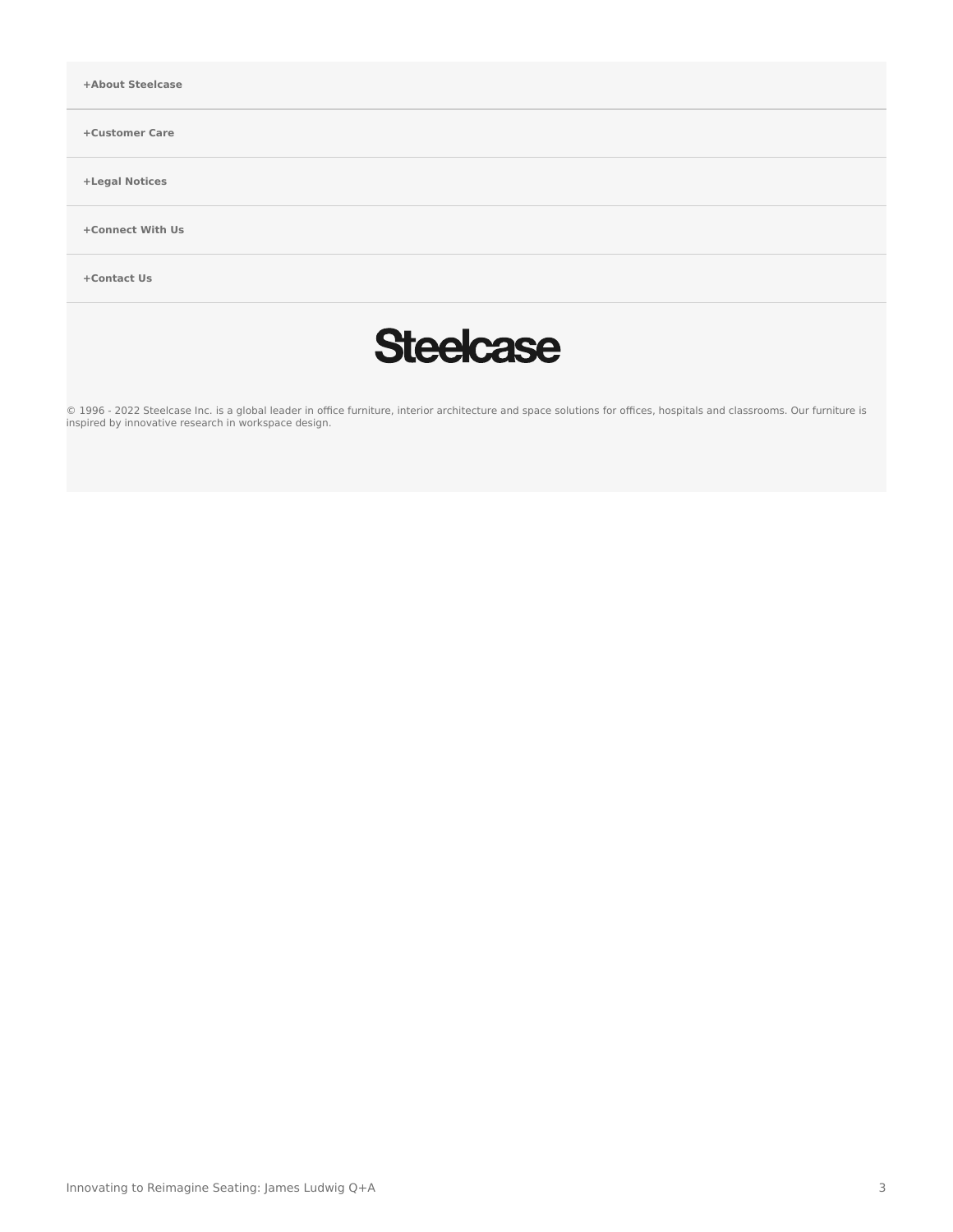**+About Steelcase**

**+Customer Care**

**+Legal Notices**

**+Connect With Us**

**+Contact Us**

Steelcase

© 1996 - 2022 Steelcase Inc. is a global leader in office furniture, interior architecture and space solutions for offices, hospitals and classrooms. Our furniture is inspired by innovative research in workspace design.